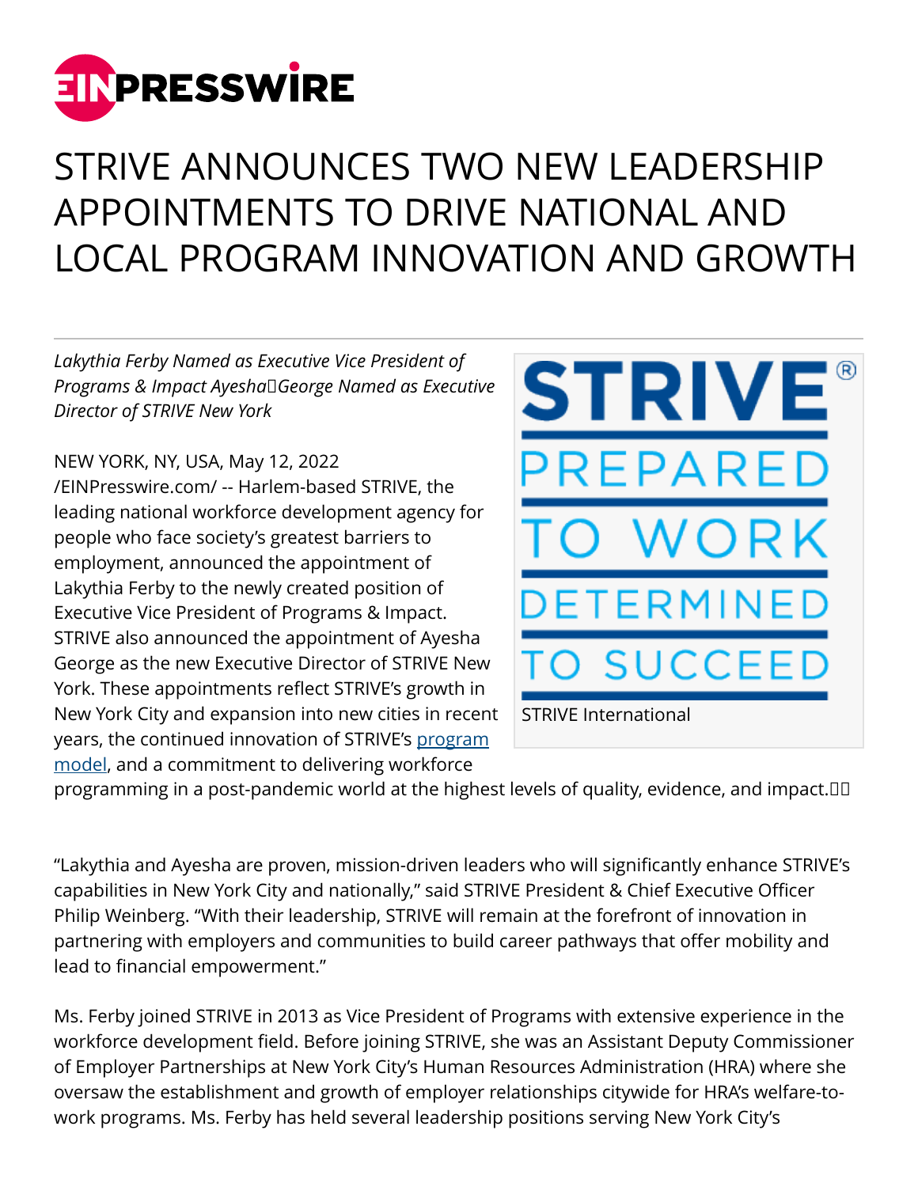# STRIVE ANNOUNCES TWO NEW LEADERSHIP APPOINTMENTS TO DRIVE NATIONAL AND LOCAL PROGRAM INNOVATION AND GROWTH

*Lakythia Ferby Named as Executive Vice President of Programs & Impact Ayesha George Named as Executive Director of STRIVE New York*

STRIVE International

NEW YORK, NY, USA, May 12, 2022 /EINPresswire.com/ -- Harlem-based STRIVE, the leading national workforce development agency for people who face society's greatest barriers to employment, announced the appointment of Lakythia Ferby to the newly created position of Executive Vice President of Programs & Impact. STRIVE also announced the appointment of Ayesha George as the new Executive Director of STRIVE New York. These appointments reflect STRIVE's growth in New York City and expansion into new cities in recent years, the continued innovation of STRIVE's [program model](), and a commitment to delivering workforce programming in a post-pandemic world at the highest levels of quality, evidence, and impact.

"Lakythia and Ayesha are proven, mission-driven leaders who will significantly enhance STRIVE's capabilities in New York City and nationally," said STRIVE President & Chief Executive Officer Philip Weinberg. "With their leadership, STRIVE will remain at the forefront of innovation in partnering with employers and communities to build career pathways that offer mobility and lead to financial empowerment."

Ms. Ferby joined STRIVE in 2013 as Vice President of Programs with extensive experience in the workforce development field. Before joining STRIVE, she was an Assistant Deputy Commissioner of Employer Partnerships at New York City's Human Resources Administration (HRA) where she oversaw the establishment and growth of employer relationships citywide for HRA's welfare-to-work programs. Ms. Ferby has held several leadership positions serving New York City's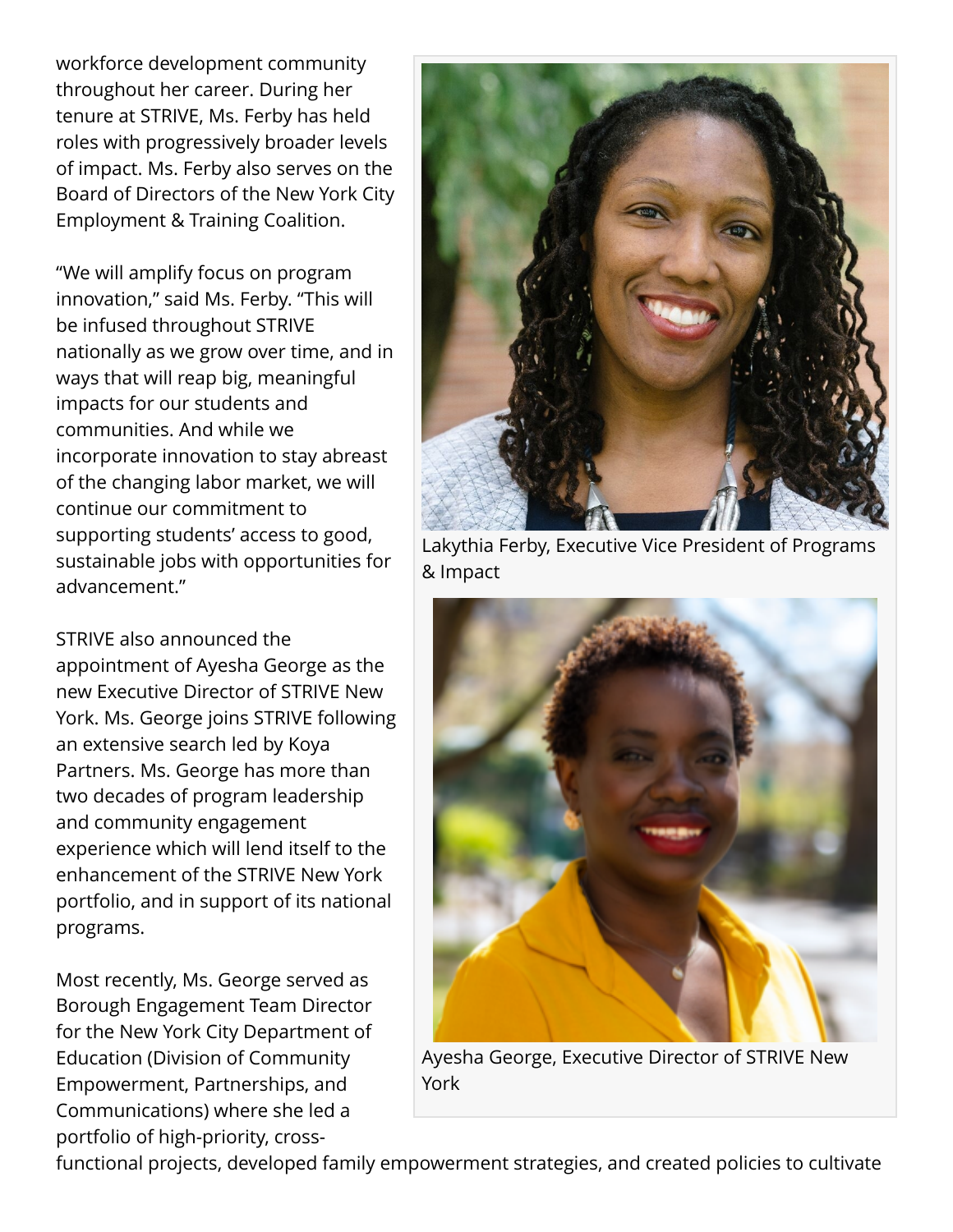workforce development community throughout her career. During her tenure at STRIVE, Ms. Ferby has held roles with progressively broader levels of impact. Ms. Ferby also serves on the Board of Directors of the New York City Employment & Training Coalition.

"We will amplify focus on program innovation," said Ms. Ferby. "This will be infused throughout STRIVE nationally as we grow over time, and in ways that will reap big, meaningful impacts for our students and communities. And while we incorporate innovation to stay abreast of the changing labor market, we will continue our commitment to supporting students' access to good, sustainable jobs with opportunities for advancement."

Lakythia Ferby, Executive Vice President of Programs & Impact

STRIVE also announced the appointment of Ayesha George as the new Executive Director of STRIVE New York. Ms. George joins STRIVE following an extensive search led by Koya Partners. Ms. George has more than two decades of program leadership and community engagement experience which will lend itself to the enhancement of the STRIVE New York portfolio, and in support of its national programs.

Ayesha George, Executive Director of STRIVE New York

Most recently, Ms. George served as Borough Engagement Team Director for the New York City Department of Education (Division of Community Empowerment, Partnerships, and Communications) where she led a portfolio of high-priority, cross-functional projects, developed family empowerment strategies, and created policies to cultivate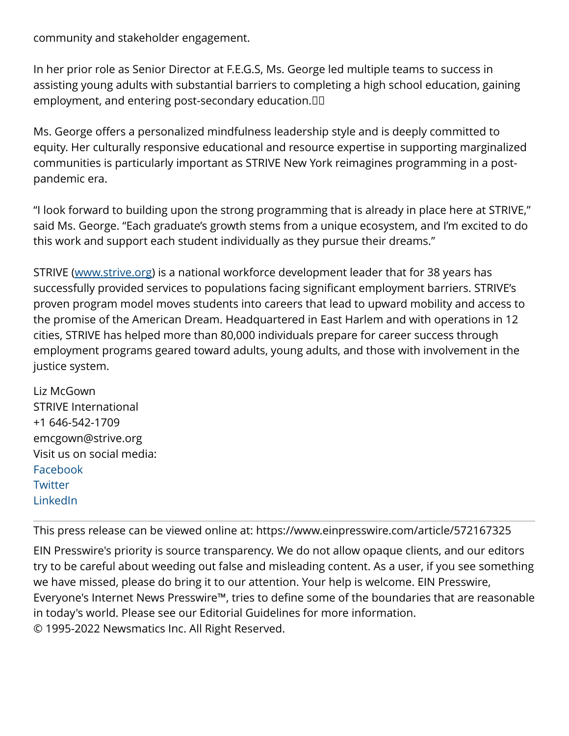community and stakeholder engagement.

In her prior role as Senior Director at F.E.G.S, Ms. George led multiple teams to success in assisting young adults with substantial barriers to completing a high school education, gaining employment, and entering post-secondary education.

Ms. George offers a personalized mindfulness leadership style and is deeply committed to equity. Her culturally responsive educational and resource expertise in supporting marginalized communities is particularly important as STRIVE New York reimagines programming in a post-pandemic era.

“I look forward to building upon the strong programming that is already in place here at STRIVE,” said Ms. George. “Each graduate’s growth stems from a unique ecosystem, and I’m excited to do this work and support each student individually as they pursue their dreams.”

STRIVE ([www.strive.org](http://www.strive.org)) is a national workforce development leader that for 38 years has successfully provided services to populations facing significant employment barriers. STRIVE’s proven program model moves students into careers that lead to upward mobility and access to the promise of the American Dream. Headquartered in East Harlem and with operations in 12 cities, STRIVE has helped more than 80,000 individuals prepare for career success through employment programs geared toward adults, young adults, and those with involvement in the justice system.

Liz McGown
STRIVE International
+1 646-542-1709
emcgown@strive.org
Visit us on social media:
Facebook
Twitter
LinkedIn

---

This press release can be viewed online at: https://www.einpresswire.com/article/572167325

EIN Presswire's priority is source transparency. We do not allow opaque clients, and our editors try to be careful about weeding out false and misleading content. As a user, if you see something we have missed, please do bring it to our attention. Your help is welcome. EIN Presswire, Everyone's Internet News Presswire™, tries to define some of the boundaries that are reasonable in today's world. Please see our Editorial Guidelines for more information.
© 1995-2022 Newsmatics Inc. All Right Reserved.